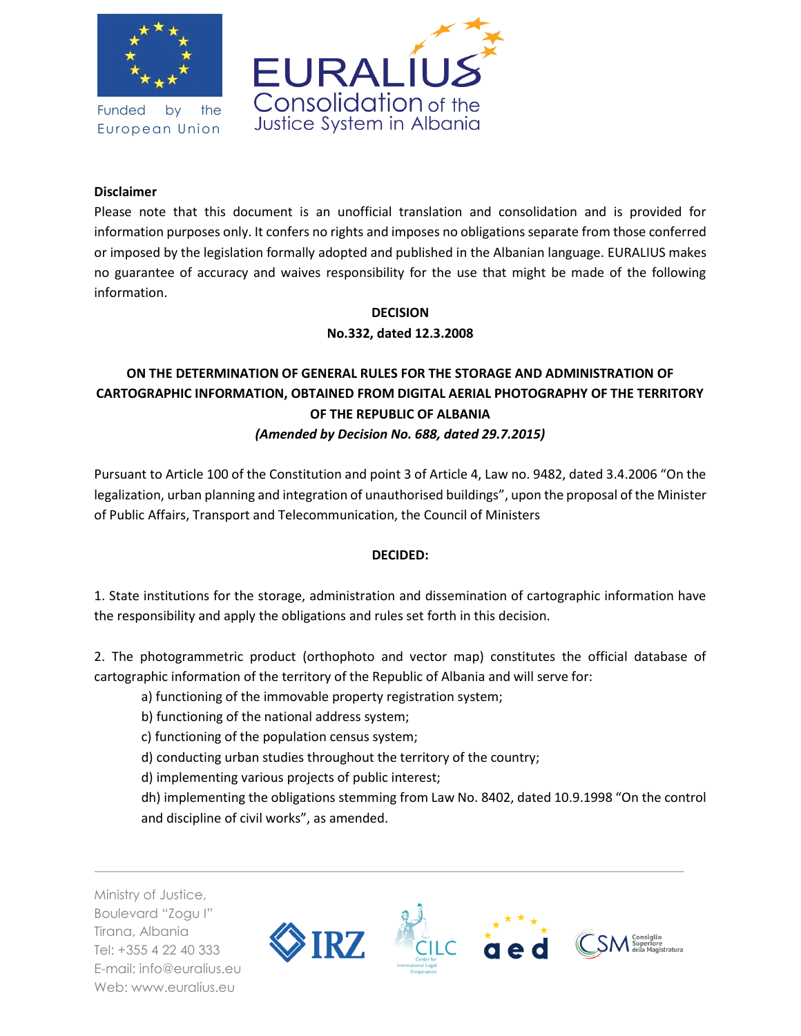**Disclaimer**

Please note that this document is an unofficial translation and consolidation and is provided for information purposes only. It confers no rights and imposes no obligations separate from those conferred or imposed by the legislation formally adopted and published in the Albanian language. EURALIUS makes no guarantee of accuracy and waives responsibility for the use that might be made of the following information.

**DECISION**

**No.332, dated 12.3.2008**

**ON THE DETERMINATION OF GENERAL RULES FOR THE STORAGE AND ADMINISTRATION OF CARTOGRAPHIC INFORMATION, OBTAINED FROM DIGITAL AERIAL PHOTOGRAPHY OF THE TERRITORY OF THE REPUBLIC OF ALBANIA**

***(Amended by Decision No. 688, dated 29.7.2015)***

Pursuant to Article 100 of the Constitution and point 3 of Article 4, Law no. 9482, dated 3.4.2006 "On the legalization, urban planning and integration of unauthorised buildings", upon the proposal of the Minister of Public Affairs, Transport and Telecommunication, the Council of Ministers

**DECIDED:**

1. State institutions for the storage, administration and dissemination of cartographic information have the responsibility and apply the obligations and rules set forth in this decision.

2. The photogrammetric product (orthophoto and vector map) constitutes the official database of cartographic information of the territory of the Republic of Albania and will serve for:

a) functioning of the immovable property registration system;

b) functioning of the national address system;

c) functioning of the population census system;

d) conducting urban studies throughout the territory of the country;

d) implementing various projects of public interest;

dh) implementing the obligations stemming from Law No. 8402, dated 10.9.1998 "On the control and discipline of civil works", as amended.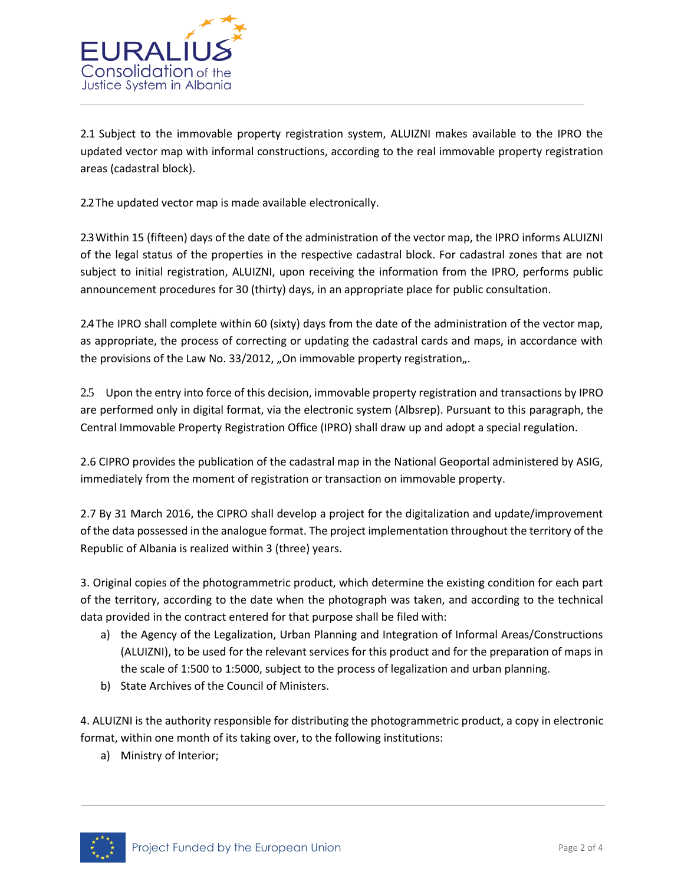2.1 Subject to the immovable property registration system, ALUIZNI makes available to the IPRO the updated vector map with informal constructions, according to the real immovable property registration areas (cadastral block).

2.2 The updated vector map is made available electronically.

2.3 Within 15 (fifteen) days of the date of the administration of the vector map, the IPRO informs ALUIZNI of the legal status of the properties in the respective cadastral block. For cadastral zones that are not subject to initial registration, ALUIZNI, upon receiving the information from the IPRO, performs public announcement procedures for 30 (thirty) days, in an appropriate place for public consultation.

2.4 The IPRO shall complete within 60 (sixty) days from the date of the administration of the vector map, as appropriate, the process of correcting or updating the cadastral cards and maps, in accordance with the provisions of the Law No. 33/2012, „On immovable property registration„.

2.5 Upon the entry into force of this decision, immovable property registration and transactions by IPRO are performed only in digital format, via the electronic system (Albsrep). Pursuant to this paragraph, the Central Immovable Property Registration Office (IPRO) shall draw up and adopt a special regulation.

2.6 CIPRO provides the publication of the cadastral map in the National Geoportal administered by ASIG, immediately from the moment of registration or transaction on immovable property.

2.7 By 31 March 2016, the CIPRO shall develop a project for the digitalization and update/improvement of the data possessed in the analogue format. The project implementation throughout the territory of the Republic of Albania is realized within 3 (three) years.

3. Original copies of the photogrammetric product, which determine the existing condition for each part of the territory, according to the date when the photograph was taken, and according to the technical data provided in the contract entered for that purpose shall be filed with:

a) the Agency of the Legalization, Urban Planning and Integration of Informal Areas/Constructions (ALUIZNI), to be used for the relevant services for this product and for the preparation of maps in the scale of 1:500 to 1:5000, subject to the process of legalization and urban planning.
b) State Archives of the Council of Ministers.

4. ALUIZNI is the authority responsible for distributing the photogrammetric product, a copy in electronic format, within one month of its taking over, to the following institutions:

a) Ministry of Interior;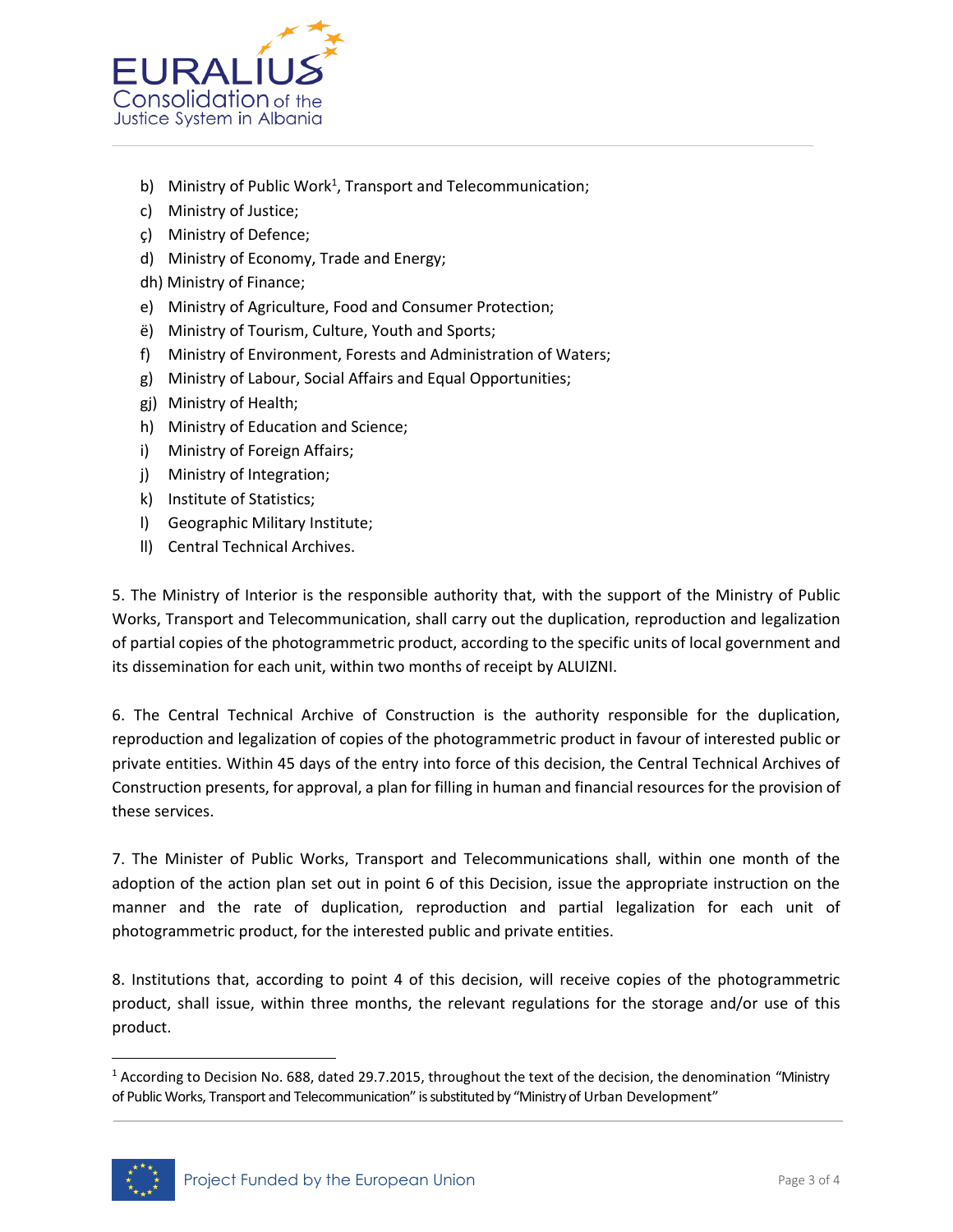b) Ministry of Public Work[1], Transport and Telecommunication;
c) Ministry of Justice;
ç) Ministry of Defence;
d) Ministry of Economy, Trade and Energy;
dh) Ministry of Finance;
e) Ministry of Agriculture, Food and Consumer Protection;
ë) Ministry of Tourism, Culture, Youth and Sports;
f) Ministry of Environment, Forests and Administration of Waters;
g) Ministry of Labour, Social Affairs and Equal Opportunities;
gj) Ministry of Health;
h) Ministry of Education and Science;
i) Ministry of Foreign Affairs;
j) Ministry of Integration;
k) Institute of Statistics;
l) Geographic Military Institute;
ll) Central Technical Archives.

5. The Ministry of Interior is the responsible authority that, with the support of the Ministry of Public Works, Transport and Telecommunication, shall carry out the duplication, reproduction and legalization of partial copies of the photogrammetric product, according to the specific units of local government and its dissemination for each unit, within two months of receipt by ALUIZNI.

6. The Central Technical Archive of Construction is the authority responsible for the duplication, reproduction and legalization of copies of the photogrammetric product in favour of interested public or private entities. Within 45 days of the entry into force of this decision, the Central Technical Archives of Construction presents, for approval, a plan for filling in human and financial resources for the provision of these services.

7. The Minister of Public Works, Transport and Telecommunications shall, within one month of the adoption of the action plan set out in point 6 of this Decision, issue the appropriate instruction on the manner and the rate of duplication, reproduction and partial legalization for each unit of photogrammetric product, for the interested public and private entities.

8. Institutions that, according to point 4 of this decision, will receive copies of the photogrammetric product, shall issue, within three months, the relevant regulations for the storage and/or use of this product.

[1] According to Decision No. 688, dated 29.7.2015, throughout the text of the decision, the denomination "Ministry of Public Works, Transport and Telecommunication" is substituted by "Ministry of Urban Development"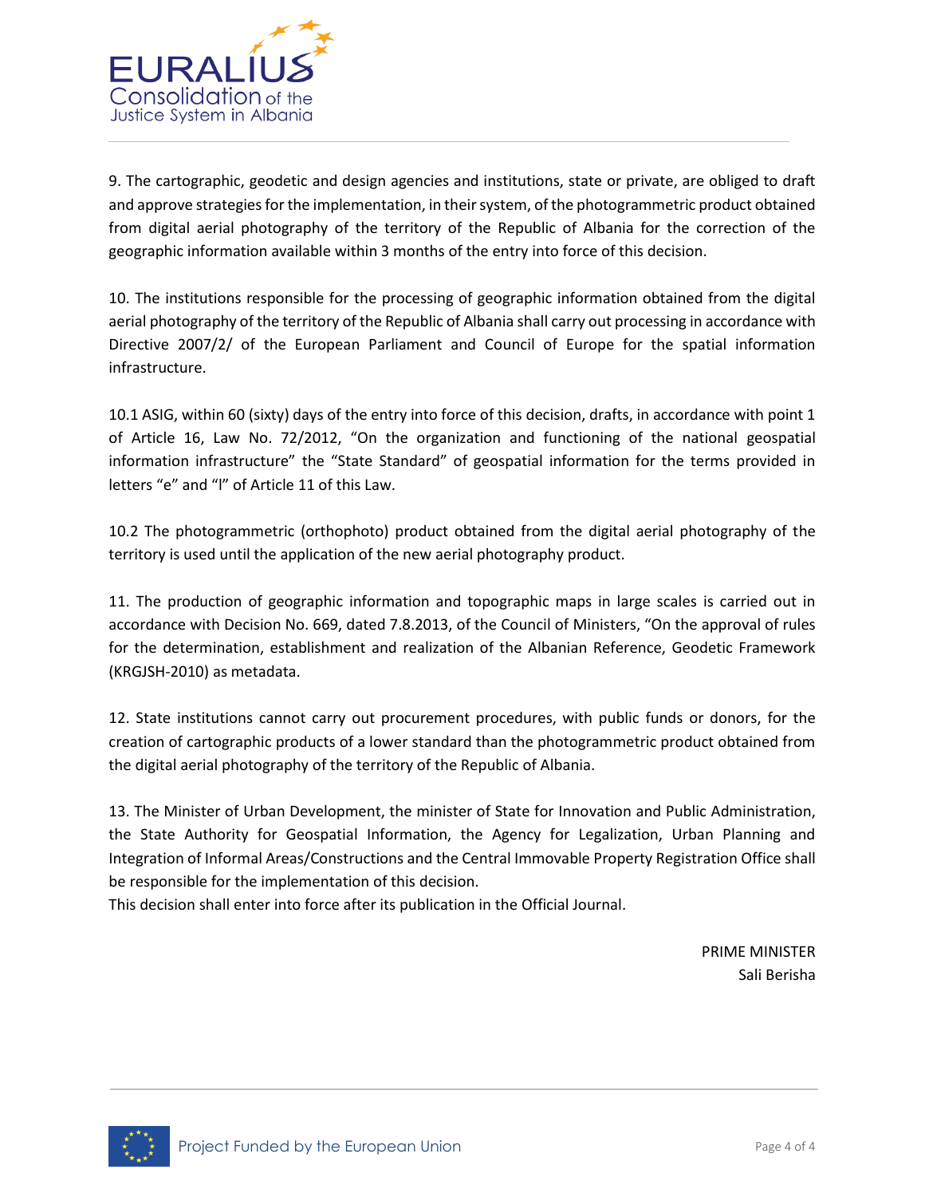9. The cartographic, geodetic and design agencies and institutions, state or private, are obliged to draft and approve strategies for the implementation, in their system, of the photogrammetric product obtained from digital aerial photography of the territory of the Republic of Albania for the correction of the geographic information available within 3 months of the entry into force of this decision.

10. The institutions responsible for the processing of geographic information obtained from the digital aerial photography of the territory of the Republic of Albania shall carry out processing in accordance with Directive 2007/2/ of the European Parliament and Council of Europe for the spatial information infrastructure.

10.1 ASIG, within 60 (sixty) days of the entry into force of this decision, drafts, in accordance with point 1 of Article 16, Law No. 72/2012, "On the organization and functioning of the national geospatial information infrastructure" the "State Standard" of geospatial information for the terms provided in letters "e" and "l" of Article 11 of this Law.

10.2 The photogrammetric (orthophoto) product obtained from the digital aerial photography of the territory is used until the application of the new aerial photography product.

11. The production of geographic information and topographic maps in large scales is carried out in accordance with Decision No. 669, dated 7.8.2013, of the Council of Ministers, "On the approval of rules for the determination, establishment and realization of the Albanian Reference, Geodetic Framework (KRGJSH-2010) as metadata.

12. State institutions cannot carry out procurement procedures, with public funds or donors, for the creation of cartographic products of a lower standard than the photogrammetric product obtained from the digital aerial photography of the territory of the Republic of Albania.

13. The Minister of Urban Development, the minister of State for Innovation and Public Administration, the State Authority for Geospatial Information, the Agency for Legalization, Urban Planning and Integration of Informal Areas/Constructions and the Central Immovable Property Registration Office shall be responsible for the implementation of this decision.
This decision shall enter into force after its publication in the Official Journal.

PRIME MINISTER
Sali Berisha